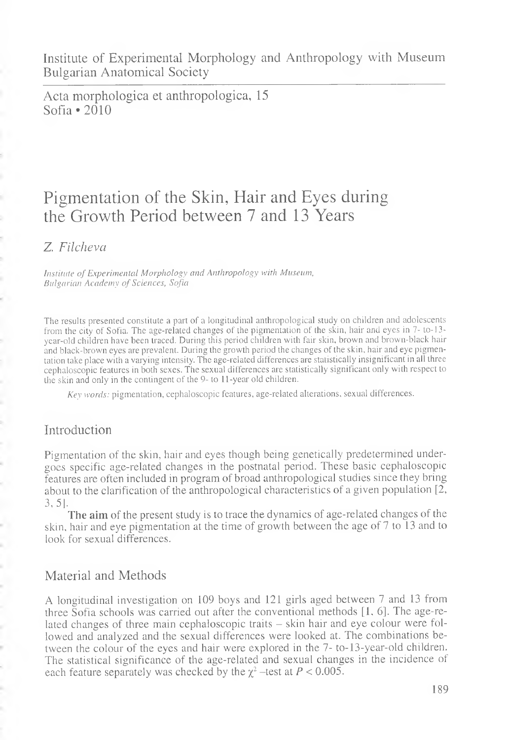Institute of Experimental Morphology and Anthropology with Museum
Bulgarian Anatomical Society

Acta morphologica et anthropologica, 15
Sofia • 2010

# Pigmentation of the Skin, Hair and Eyes during the Growth Period between 7 and 13 Years

*Z. Filcheva*

*Institute of Experimental Morphology and Anthropology with Museum, Bulgarian Academy of Sciences, Sofia*

The results presented constitute a part of a longitudinal anthropological study on children and adolescents from the city of Sofia. The age-related changes of the pigmentation of the skin, hair and eyes in 7- to-13-year-old children have been traced. During this period children with fair skin, brown and brown-black hair and black-brown eyes are prevalent. During the growth period the changes of the skin, hair and eye pigmentation take place with a varying intensity. The age-related differences are statistically insignificant in all three cephaloscopic features in both sexes. The sexual differences are statistically significant only with respect to the skin and only in the contingent of the 9- to 11-year old children.

*Key words:* pigmentation, cephaloscopic features, age-related alterations, sexual differences.

## Introduction

Pigmentation of the skin, hair and eyes though being genetically predetermined undergoes specific age-related changes in the postnatal period. These basic cephaloscopic features are often included in program of broad anthropological studies since they bring about to the clarification of the anthropological characteristics of a given population [2, 3, 5].

**The aim** of the present study is to trace the dynamics of age-related changes of the skin, hair and eye pigmentation at the time of growth between the age of 7 to 13 and to look for sexual differences.

## Material and Methods

A longitudinal investigation on 109 boys and 121 girls aged between 7 and 13 from three Sofia schools was carried out after the conventional methods [1, 6]. The age-related changes of three main cephaloscopic traits – skin hair and eye colour were followed and analyzed and the sexual differences were looked at. The combinations between the colour of the eyes and hair were explored in the 7- to-13-year-old children. The statistical significance of the age-related and sexual changes in the incidence of each feature separately was checked by the $\chi^2$ –test at $P < 0.005$.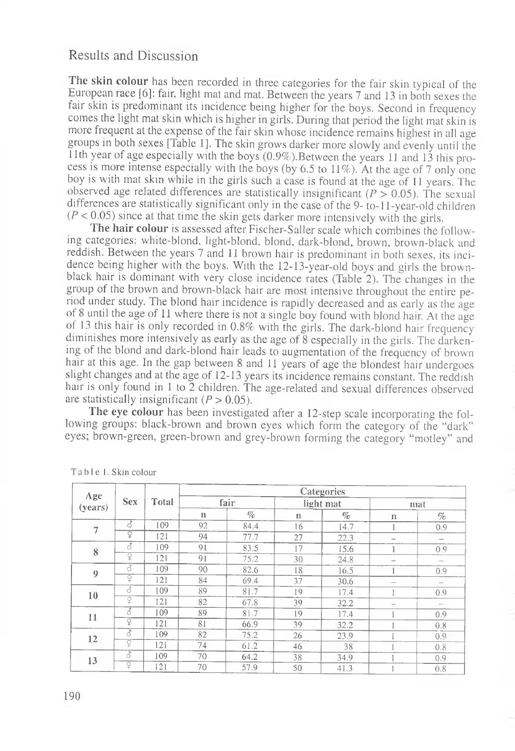## Results and Discussion

**The skin colour** has been recorded in three categories for the fair skin typical of the European race [6]: fair, light mat and mat. Between the years 7 and 13 in both sexes the fair skin is predominant its incidence being higher for the boys. Second in frequency comes the light mat skin which is higher in girls. During that period the light mat skin is more frequent at the expense of the fair skin whose incidence remains highest in all age groups in both sexes [Table 1]. The skin grows darker more slowly and evenly until the 11th year of age especially with the boys (0.9%).Between the years 11 and 13 this process is more intense especially with the boys (by 6.5 to 11%). At the age of 7 only one boy is with mat skin while in the girls such a case is found at the age of 11 years. The observed age related differences are statistically insignificant ($P > 0.05$). The sexual differences are statistically significant only in the case of the 9- to-11-year-old children ($P < 0.05$) since at that time the skin gets darker more intensively with the girls.

**The hair colour** is assessed after Fischer-Saller scale which combines the following categories: white-blond, light-blond, blond, dark-blond, brown, brown-black and reddish. Between the years 7 and 11 brown hair is predominant in both sexes, its incidence being higher with the boys. With the 12-13-year-old boys and girls the brown-black hair is dominant with very close incidence rates (Table 2). The changes in the group of the brown and brown-black hair are most intensive throughout the entire period under study. The blond hair incidence is rapidly decreased and as early as the age of 8 until the age of 11 where there is not a single boy found with blond hair. At the age of 13 this hair is only recorded in 0.8% with the girls. The dark-blond hair frequency diminishes more intensively as early as the age of 8 especially in the girls. The darkening of the blond and dark-blond hair leads to augmentation of the frequency of brown hair at this age. In the gap between 8 and 11 years of age the blondest hair undergoes slight changes and at the age of 12-13 years its incidence remains constant. The reddish hair is only found in 1 to 2 children. The age-related and sexual differences observed are statistically insignificant ($P > 0.05$).

**The eye colour** has been investigated after a 12-step scale incorporating the following groups: black-brown and brown eyes which form the category of the "dark" eyes; brown-green, green-brown and grey-brown forming the category "motley" and

Table 1. Skin colour

| Age (years) | Sex | Total | Categories | | | | | |
|---|---|---|---|---|---|---|---|---|
| | | | fair | | light mat | | mat | |
| | | | n | % | n | % | n | % |
| 7 | ♂ | 109 | 92 | 84.4 | 16 | 14.7 | 1 | 0.9 |
| | ♀ | 121 | 94 | 77.7 | 27 | 22.3 | – | – |
| 8 | ♂ | 109 | 91 | 83.5 | 17 | 15.6 | 1 | 0.9 |
| | ♀ | 121 | 91 | 75.2 | 30 | 24.8 | – | – |
| 9 | ♂ | 109 | 90 | 82.6 | 18 | 16.5 | 1 | 0.9 |
| | ♀ | 121 | 84 | 69.4 | 37 | 30.6 | – | – |
| 10 | ♂ | 109 | 89 | 81.7 | 19 | 17.4 | 1 | 0.9 |
| | ♀ | 121 | 82 | 67.8 | 39 | 32.2 | – | – |
| 11 | ♂ | 109 | 89 | 81.7 | 19 | 17.4 | 1 | 0.9 |
| | ♀ | 121 | 81 | 66.9 | 39 | 32.2 | 1 | 0.8 |
| 12 | ♂ | 109 | 82 | 75.2 | 26 | 23.9 | 1 | 0.9 |
| | ♀ | 121 | 74 | 61.2 | 46 | 38 | 1 | 0.8 |
| 13 | ♂ | 109 | 70 | 64.2 | 38 | 34.9 | 1 | 0.9 |
| | ♀ | 121 | 70 | 57.9 | 50 | 41.3 | 1 | 0.8 |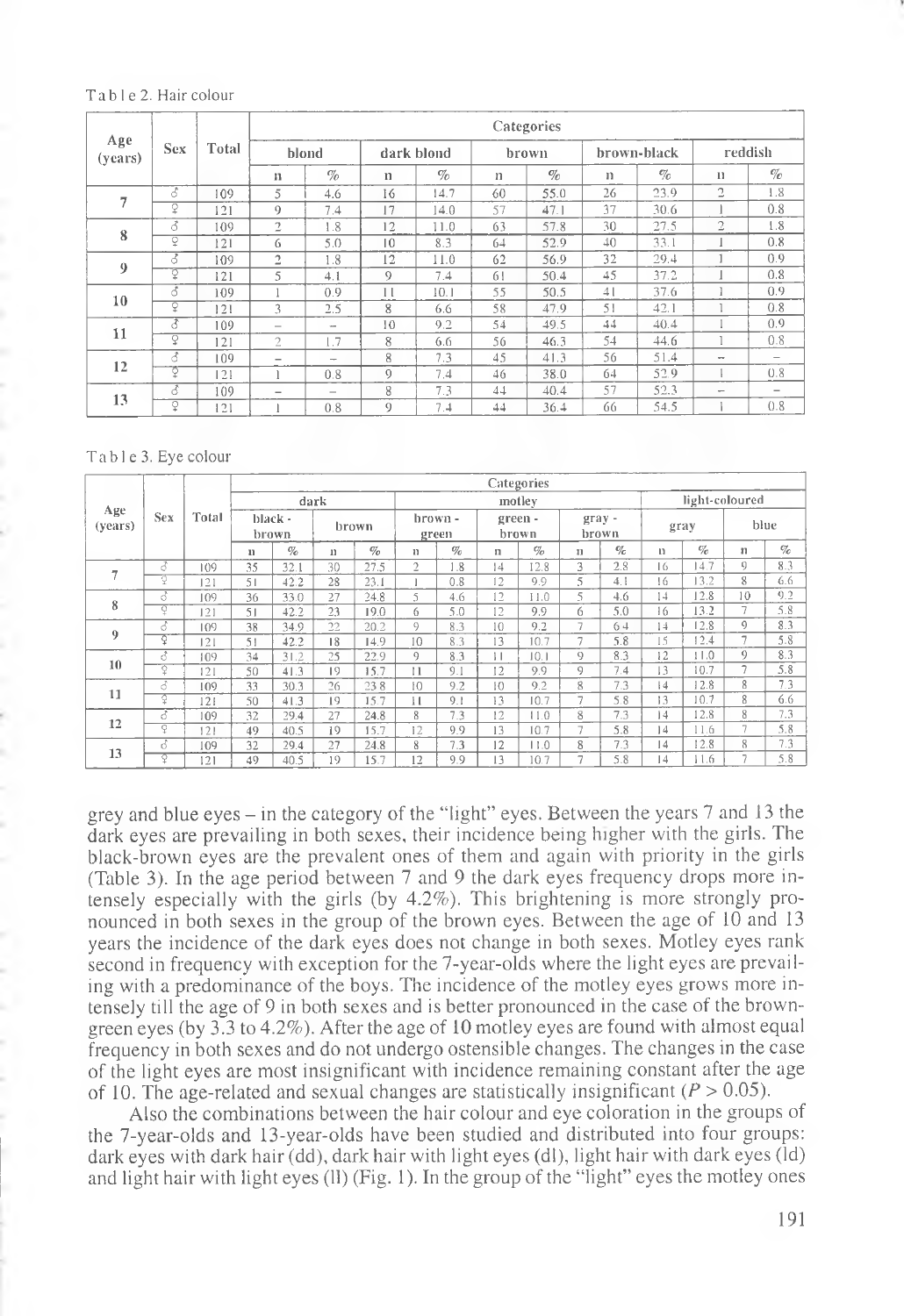Table 2. Hair colour

| Age (years) | Sex | Total | Categories | | | | | | | | | |
|---|---|---|---|---|---|---|---|---|---|---|---|---|
| | | | blond | | dark blond | | brown | | brown-black | | reddish | |
| | | | n | % | n | % | n | % | n | % | n | % |
| 7 | ♂ | 109 | 5 | 4.6 | 16 | 14.7 | 60 | 55.0 | 26 | 23.9 | 2 | 1.8 |
| | ♀ | 121 | 9 | 7.4 | 17 | 14.0 | 57 | 47.1 | 37 | 30.6 | 1 | 0.8 |
| 8 | ♂ | 109 | 2 | 1.8 | 12 | 11.0 | 63 | 57.8 | 30 | 27.5 | 2 | 1.8 |
| | ♀ | 121 | 6 | 5.0 | 10 | 8.3 | 64 | 52.9 | 40 | 33.1 | 1 | 0.8 |
| 9 | ♂ | 109 | 2 | 1.8 | 12 | 11.0 | 62 | 56.9 | 32 | 29.4 | 1 | 0.9 |
| | ♀ | 121 | 5 | 4.1 | 9 | 7.4 | 61 | 50.4 | 45 | 37.2 | 1 | 0.8 |
| 10 | ♂ | 109 | 1 | 0.9 | 11 | 10.1 | 55 | 50.5 | 41 | 37.6 | 1 | 0.9 |
| | ♀ | 121 | 3 | 2.5 | 8 | 6.6 | 58 | 47.9 | 51 | 42.1 | 1 | 0.8 |
| 11 | ♂ | 109 | – | – | 10 | 9.2 | 54 | 49.5 | 44 | 40.4 | 1 | 0.9 |
| | ♀ | 121 | 2 | 1.7 | 8 | 6.6 | 56 | 46.3 | 54 | 44.6 | 1 | 0.8 |
| 12 | ♂ | 109 | – | – | 8 | 7.3 | 45 | 41.3 | 56 | 51.4 | – | – |
| | ♀ | 121 | 1 | 0.8 | 9 | 7.4 | 46 | 38.0 | 64 | 52.9 | 1 | 0.8 |
| 13 | ♂ | 109 | – | – | 8 | 7.3 | 44 | 40.4 | 57 | 52.3 | – | – |
| | ♀ | 121 | 1 | 0.8 | 9 | 7.4 | 44 | 36.4 | 66 | 54.5 | 1 | 0.8 |

Table 3. Eye colour

| Age (years) | Sex | Total | Categories | | | | | | | | | | | | | |
|---|---|---|---|---|---|---|---|---|---|---|---|---|---|---|---|---|
| | | | dark | | | | motley | | | | | | light-coloured | | | |
| | | | black - brown | | brown | | brown - green | | green - brown | | gray - brown | | gray | | blue | |
| | | | n | % | n | % | n | % | n | % | n | % | n | % | n | % |
| 7 | ♂ | 109 | 35 | 32.1 | 30 | 27.5 | 2 | 1.8 | 14 | 12.8 | 3 | 2.8 | 16 | 14.7 | 9 | 8.3 |
| | ♀ | 121 | 51 | 42.2 | 28 | 23.1 | 1 | 0.8 | 12 | 9.9 | 5 | 4.1 | 16 | 13.2 | 8 | 6.6 |
| 8 | ♂ | 109 | 36 | 33.0 | 27 | 24.8 | 5 | 4.6 | 12 | 11.0 | 5 | 4.6 | 14 | 12.8 | 10 | 9.2 |
| | ♀ | 121 | 51 | 42.2 | 23 | 19.0 | 6 | 5.0 | 12 | 9.9 | 6 | 5.0 | 16 | 13.2 | 7 | 5.8 |
| 9 | ♂ | 109 | 38 | 34.9 | 22 | 20.2 | 9 | 8.3 | 10 | 9.2 | 7 | 6.4 | 14 | 12.8 | 9 | 8.3 |
| | ♀ | 121 | 51 | 42.2 | 18 | 14.9 | 10 | 8.3 | 13 | 10.7 | 7 | 5.8 | 15 | 12.4 | 7 | 5.8 |
| 10 | ♂ | 109 | 34 | 31.2 | 25 | 22.9 | 9 | 8.3 | 11 | 10.1 | 9 | 8.3 | 12 | 11.0 | 9 | 8.3 |
| | ♀ | 121 | 50 | 41.3 | 19 | 15.7 | 11 | 9.1 | 12 | 9.9 | 9 | 7.4 | 13 | 10.7 | 7 | 5.8 |
| 11 | ♂ | 109 | 33 | 30.3 | 26 | 23.8 | 10 | 9.2 | 10 | 9.2 | 8 | 7.3 | 14 | 12.8 | 8 | 7.3 |
| | ♀ | 121 | 50 | 41.3 | 19 | 15.7 | 11 | 9.1 | 13 | 10.7 | 7 | 5.8 | 13 | 10.7 | 8 | 6.6 |
| 12 | ♂ | 109 | 32 | 29.4 | 27 | 24.8 | 8 | 7.3 | 12 | 11.0 | 8 | 7.3 | 14 | 12.8 | 8 | 7.3 |
| | ♀ | 121 | 49 | 40.5 | 19 | 15.7 | 12 | 9.9 | 13 | 10.7 | 7 | 5.8 | 14 | 11.6 | 7 | 5.8 |
| 13 | ♂ | 109 | 32 | 29.4 | 27 | 24.8 | 8 | 7.3 | 12 | 11.0 | 8 | 7.3 | 14 | 12.8 | 8 | 7.3 |
| | ♀ | 121 | 49 | 40.5 | 19 | 15.7 | 12 | 9.9 | 13 | 10.7 | 7 | 5.8 | 14 | 11.6 | 7 | 5.8 |

grey and blue eyes – in the category of the "light" eyes. Between the years 7 and 13 the dark eyes are prevailing in both sexes, their incidence being higher with the girls. The black-brown eyes are the prevalent ones of them and again with priority in the girls (Table 3). In the age period between 7 and 9 the dark eyes frequency drops more intensely especially with the girls (by 4.2%). This brightening is more strongly pronounced in both sexes in the group of the brown eyes. Between the age of 10 and 13 years the incidence of the dark eyes does not change in both sexes. Motley eyes rank second in frequency with exception for the 7-year-olds where the light eyes are prevailing with a predominance of the boys. The incidence of the motley eyes grows more intensely till the age of 9 in both sexes and is better pronounced in the case of the brown-green eyes (by 3.3 to 4.2%). After the age of 10 motley eyes are found with almost equal frequency in both sexes and do not undergo ostensible changes. The changes in the case of the light eyes are most insignificant with incidence remaining constant after the age of 10. The age-related and sexual changes are statistically insignificant ($P > 0.05$).

Also the combinations between the hair colour and eye coloration in the groups of the 7-year-olds and 13-year-olds have been studied and distributed into four groups: dark eyes with dark hair (dd), dark hair with light eyes (dl), light hair with dark eyes (ld) and light hair with light eyes (ll) (Fig. 1). In the group of the "light" eyes the motley ones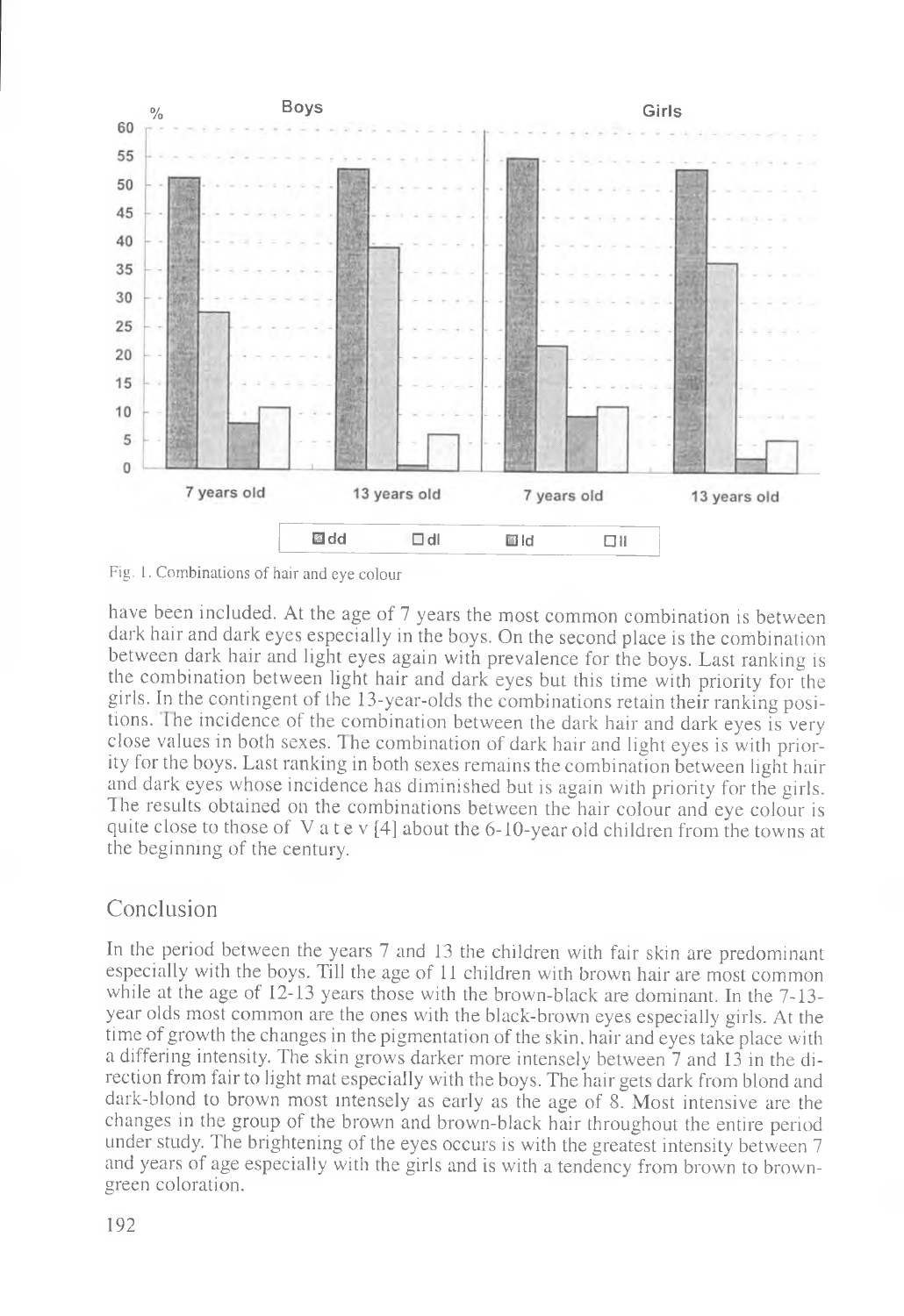Fig. 1. Combinations of hair and eye colour

have been included. At the age of 7 years the most common combination is between dark hair and dark eyes especially in the boys. On the second place is the combination between dark hair and light eyes again with prevalence for the boys. Last ranking is the combination between light hair and dark eyes but this time with priority for the girls. In the contingent of the 13-year-olds the combinations retain their ranking positions. The incidence of the combination between the dark hair and dark eyes is very close values in both sexes. The combination of dark hair and light eyes is with priority for the boys. Last ranking in both sexes remains the combination between light hair and dark eyes whose incidence has diminished but is again with priority for the girls. The results obtained on the combinations between the hair colour and eye colour is quite close to those of V a t e v [4] about the 6-10-year old children from the towns at the beginning of the century.

## Conclusion

In the period between the years 7 and 13 the children with fair skin are predominant especially with the boys. Till the age of 11 children with brown hair are most common while at the age of 12-13 years those with the brown-black are dominant. In the 7-13-year olds most common are the ones with the black-brown eyes especially girls. At the time of growth the changes in the pigmentation of the skin, hair and eyes take place with a differing intensity. The skin grows darker more intensely between 7 and 13 in the direction from fair to light mat especially with the boys. The hair gets dark from blond and dark-blond to brown most intensely as early as the age of 8. Most intensive are the changes in the group of the brown and brown-black hair throughout the entire period under study. The brightening of the eyes occurs is with the greatest intensity between 7 and years of age especially with the girls and is with a tendency from brown to brown-green coloration.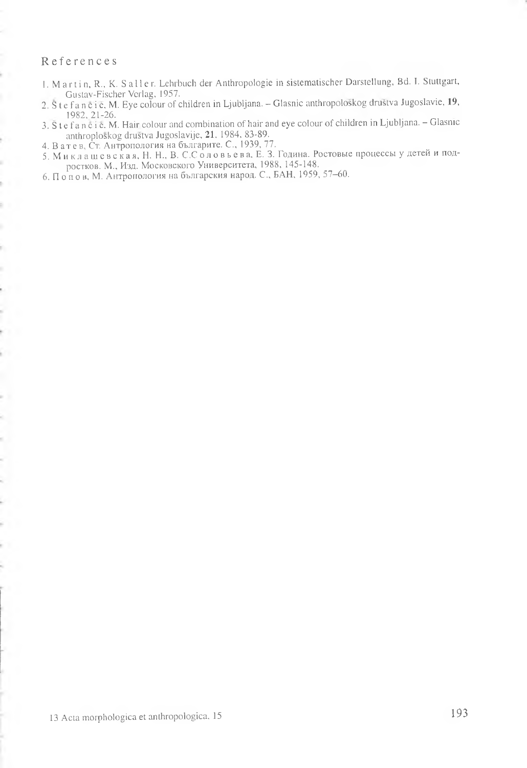## References

1. Martin, R., K. Saller. Lehrbuch der Anthropologie in sistematischer Darstellung, Bd. I. Stuttgart, Gustav-Fischer Verlag, 1957.
2. Štefančič, M. Eye colour of children in Ljubljana. – Glasnic anthropološkog društva Jugoslavie, **19**, 1982, 21-26.
3. Štefančič. M. Hair colour and combination of hair and eye colour of children in Ljubljana. – Glasnic anthroploškog društva Jugoslavije, **21**, 1984, 83-89.
4. Ватев, Ст. Антропология на българите. С., 1939, 77.
5. Миклашевская, Н. Н., В. С.Соловьева, Е. З. Година. Ростовые процессы у детей и подростков. М., Изд. Московского Университета, 1988, 145-148.
6. Попов, М. Антропология на българския народ. С., БАН, 1959, 57–60.